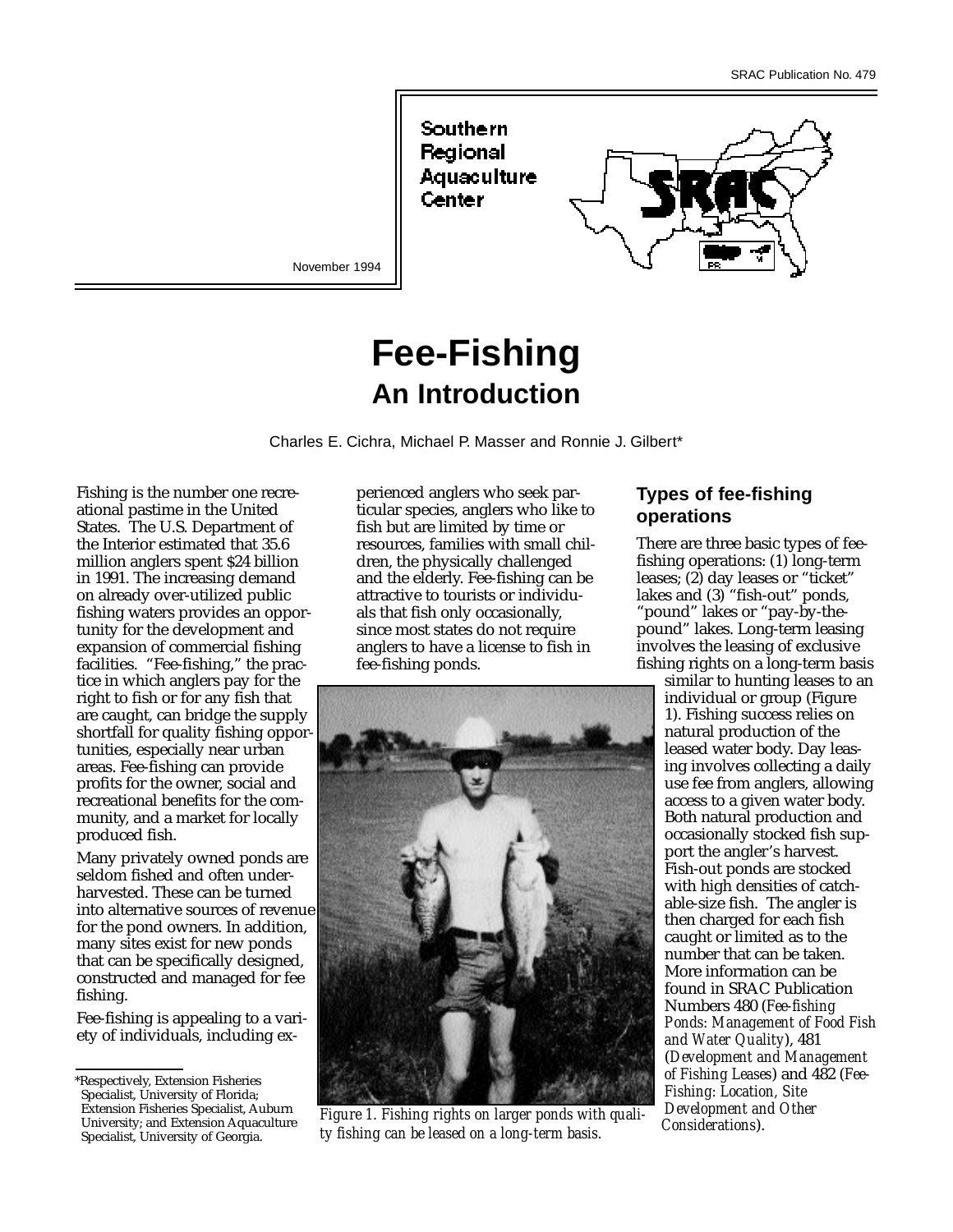SRAC Publication No. 479

Southern Regional Aquaculture Center

November 1994

# Fee-Fishing
## An Introduction

Charles E. Cichra, Michael P. Masser and Ronnie J. Gilbert*

Fishing is the number one recreational pastime in the United States. The U.S. Department of the Interior estimated that 35.6 million anglers spent $24 billion in 1991. The increasing demand on already over-utilized public fishing waters provides an opportunity for the development and expansion of commercial fishing facilities. "Fee-fishing," the practice in which anglers pay for the right to fish or for any fish that are caught, can bridge the supply shortfall for quality fishing opportunities, especially near urban areas. Fee-fishing can provide profits for the owner, social and recreational benefits for the community, and a market for locally produced fish.

Many privately owned ponds are seldom fished and often underharvested. These can be turned into alternative sources of revenue for the pond owners. In addition, many sites exist for new ponds that can be specifically designed, constructed and managed for fee fishing.

Fee-fishing is appealing to a variety of individuals, including experienced anglers who seek particular species, anglers who like to fish but are limited by time or resources, families with small children, the physically challenged and the elderly. Fee-fishing can be attractive to tourists or individuals that fish only occasionally, since most states do not require anglers to have a license to fish in fee-fishing ponds.

*Figure 1. Fishing rights on larger ponds with quality fishing can be leased on a long-term basis.*

### Types of fee-fishing operations

There are three basic types of fee-fishing operations: (1) long-term leases; (2) day leases or "ticket" lakes and (3) "fish-out" ponds, "pound" lakes or "pay-by-the-pound" lakes. Long-term leasing involves the leasing of exclusive fishing rights on a long-term basis similar to hunting leases to an individual or group (Figure 1). Fishing success relies on natural production of the leased water body. Day leasing involves collecting a daily use fee from anglers, allowing access to a given water body. Both natural production and occasionally stocked fish support the angler's harvest. Fish-out ponds are stocked with high densities of catchable-size fish. The angler is then charged for each fish caught or limited as to the number that can be taken. More information can be found in SRAC Publication Numbers 480 (*Fee-fishing Ponds: Management of Food Fish and Water Quality*), 481 (*Development and Management of Fishing Leases*) and 482 (*Fee-Fishing: Location, Site Development and Other Considerations*).

*Respectively, Extension Fisheries Specialist, University of Florida; Extension Fisheries Specialist, Auburn University; and Extension Aquaculture Specialist, University of Georgia.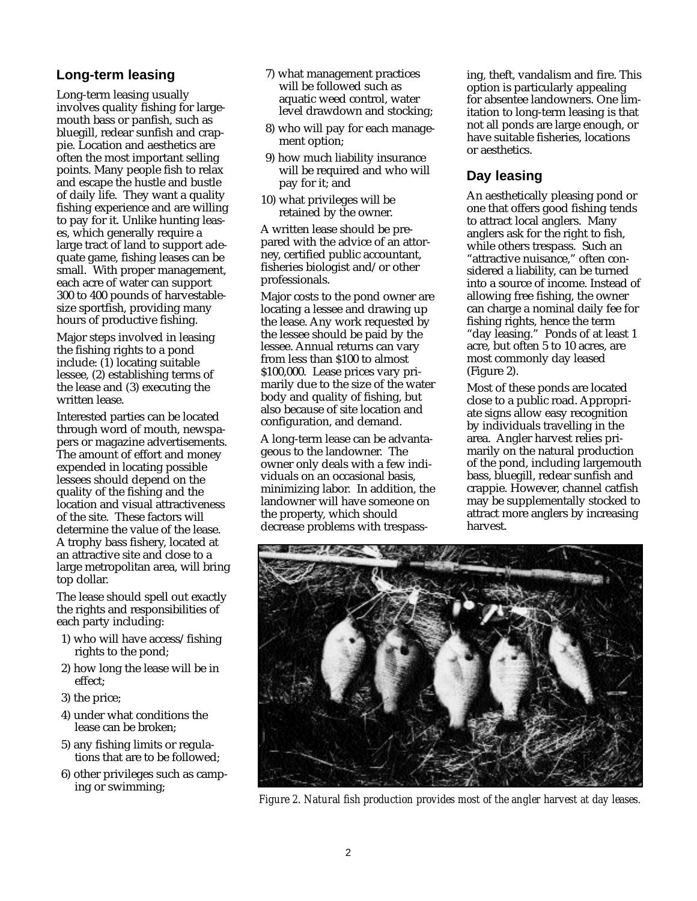## Long-term leasing

Long-term leasing usually involves quality fishing for largemouth bass or panfish, such as bluegill, redear sunfish and crappie. Location and aesthetics are often the most important selling points. Many people fish to relax and escape the hustle and bustle of daily life. They want a quality fishing experience and are willing to pay for it. Unlike hunting leases, which generally require a large tract of land to support adequate game, fishing leases can be small. With proper management, each acre of water can support 300 to 400 pounds of harvestable-size sportfish, providing many hours of productive fishing.

Major steps involved in leasing the fishing rights to a pond include: (1) locating suitable lessee, (2) establishing terms of the lease and (3) executing the written lease.

Interested parties can be located through word of mouth, newspapers or magazine advertisements. The amount of effort and money expended in locating possible lessees should depend on the quality of the fishing and the location and visual attractiveness of the site. These factors will determine the value of the lease. A trophy bass fishery, located at an attractive site and close to a large metropolitan area, will bring top dollar.

The lease should spell out exactly the rights and responsibilities of each party including:

1) who will have access/fishing rights to the pond;
2) how long the lease will be in effect;
3) the price;
4) under what conditions the lease can be broken;
5) any fishing limits or regulations that are to be followed;
6) other privileges such as camping or swimming;
7) what management practices will be followed such as aquatic weed control, water level drawdown and stocking;
8) who will pay for each management option;
9) how much liability insurance will be required and who will pay for it; and
10) what privileges will be retained by the owner.

A written lease should be prepared with the advice of an attorney, certified public accountant, fisheries biologist and/or other professionals.

Major costs to the pond owner are locating a lessee and drawing up the lease. Any work requested by the lessee should be paid by the lessee. Annual returns can vary from less than $100 to almost $100,000. Lease prices vary primarily due to the size of the water body and quality of fishing, but also because of site location and configuration, and demand.

A long-term lease can be advantageous to the landowner. The owner only deals with a few individuals on an occasional basis, minimizing labor. In addition, the landowner will have someone on the property, which should decrease problems with trespassing, theft, vandalism and fire. This option is particularly appealing for absentee landowners. One limitation to long-term leasing is that not all ponds are large enough, or have suitable fisheries, locations or aesthetics.

## Day leasing

An aesthetically pleasing pond or one that offers good fishing tends to attract local anglers. Many anglers ask for the right to fish, while others trespass. Such an "attractive nuisance," often considered a liability, can be turned into a source of income. Instead of allowing free fishing, the owner can charge a nominal daily fee for fishing rights, hence the term "day leasing." Ponds of at least 1 acre, but often 5 to 10 acres, are most commonly day leased (Figure 2).

Most of these ponds are located close to a public road. Appropriate signs allow easy recognition by individuals travelling in the area. Angler harvest relies primarily on the natural production of the pond, including largemouth bass, bluegill, redear sunfish and crappie. However, channel catfish may be supplementally stocked to attract more anglers by increasing harvest.

*Figure 2. Natural fish production provides most of the angler harvest at day leases.*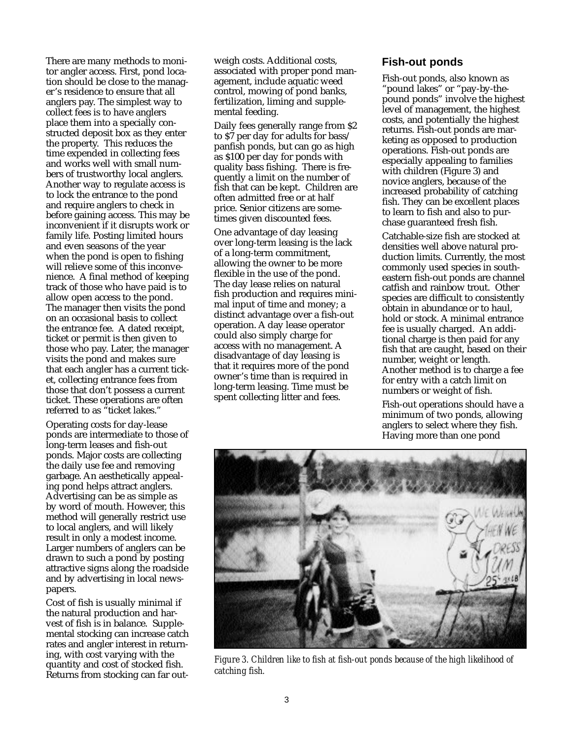There are many methods to monitor angler access. First, pond location should be close to the manager's residence to ensure that all anglers pay. The simplest way to collect fees is to have anglers place them into a specially constructed deposit box as they enter the property. This reduces the time expended in collecting fees and works well with small numbers of trustworthy local anglers. Another way to regulate access is to lock the entrance to the pond and require anglers to check in before gaining access. This may be inconvenient if it disrupts work or family life. Posting limited hours and even seasons of the year when the pond is open to fishing will relieve some of this inconvenience. A final method of keeping track of those who have paid is to allow open access to the pond. The manager then visits the pond on an occasional basis to collect the entrance fee. A dated receipt, ticket or permit is then given to those who pay. Later, the manager visits the pond and makes sure that each angler has a current ticket, collecting entrance fees from those that don't possess a current ticket. These operations are often referred to as "ticket lakes."

Operating costs for day-lease ponds are intermediate to those of long-term leases and fish-out ponds. Major costs are collecting the daily use fee and removing garbage. An aesthetically appealing pond helps attract anglers. Advertising can be as simple as by word of mouth. However, this method will generally restrict use to local anglers, and will likely result in only a modest income. Larger numbers of anglers can be drawn to such a pond by posting attractive signs along the roadside and by advertising in local newspapers.

Cost of fish is usually minimal if the natural production and harvest of fish is in balance. Supplemental stocking can increase catch rates and angler interest in returning, with cost varying with the quantity and cost of stocked fish. Returns from stocking can far outweigh costs. Additional costs, associated with proper pond management, include aquatic weed control, mowing of pond banks, fertilization, liming and supplemental feeding.

Daily fees generally range from $2 to $7 per day for adults for bass/panfish ponds, but can go as high as $100 per day for ponds with quality bass fishing. There is frequently a limit on the number of fish that can be kept. Children are often admitted free or at half price. Senior citizens are sometimes given discounted fees.

One advantage of day leasing over long-term leasing is the lack of a long-term commitment, allowing the owner to be more flexible in the use of the pond. The day lease relies on natural fish production and requires minimal input of time and money; a distinct advantage over a fish-out operation. A day lease operator could also simply charge for access with no management. A disadvantage of day leasing is that it requires more of the pond owner's time than is required in long-term leasing. Time must be spent collecting litter and fees.

## Fish-out ponds

Fish-out ponds, also known as "pound lakes" or "pay-by-the-pound ponds" involve the highest level of management, the highest costs, and potentially the highest returns. Fish-out ponds are marketing as opposed to production operations. Fish-out ponds are especially appealing to families with children (Figure 3) and novice anglers, because of the increased probability of catching fish. They can be excellent places to learn to fish and also to purchase guaranteed fresh fish.

Catchable-size fish are stocked at densities well above natural production limits. Currently, the most commonly used species in southeastern fish-out ponds are channel catfish and rainbow trout. Other species are difficult to consistently obtain in abundance or to haul, hold or stock. A minimal entrance fee is usually charged. An additional charge is then paid for any fish that are caught, based on their number, weight or length. Another method is to charge a fee for entry with a catch limit on numbers or weight of fish.

Fish-out operations should have a minimum of two ponds, allowing anglers to select where they fish. Having more than one pond

*Figure 3. Children like to fish at fish-out ponds because of the high likelihood of catching fish.*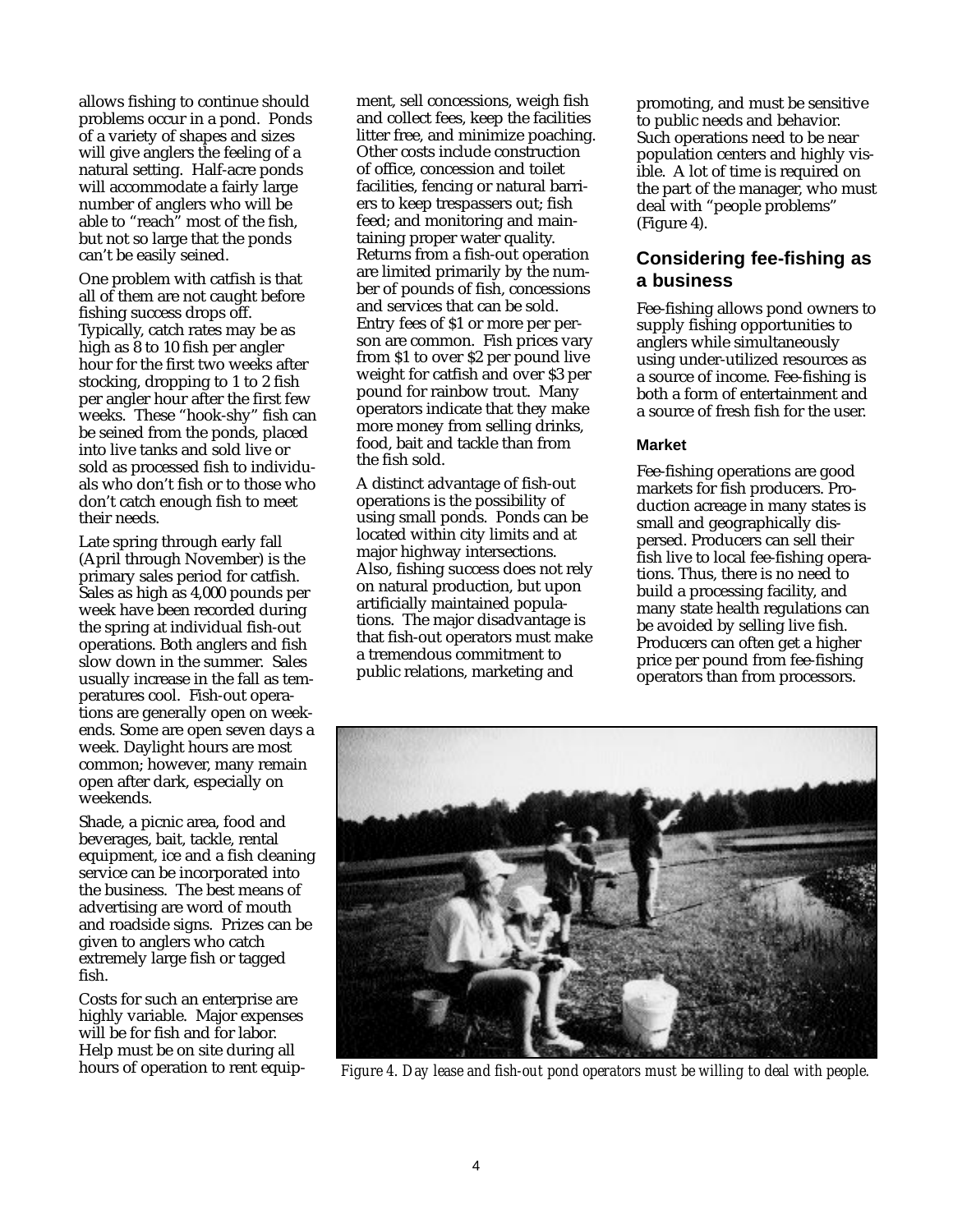allows fishing to continue should problems occur in a pond. Ponds of a variety of shapes and sizes will give anglers the feeling of a natural setting. Half-acre ponds will accommodate a fairly large number of anglers who will be able to "reach" most of the fish, but not so large that the ponds can't be easily seined.

One problem with catfish is that all of them are not caught before fishing success drops off. Typically, catch rates may be as high as 8 to 10 fish per angler hour for the first two weeks after stocking, dropping to 1 to 2 fish per angler hour after the first few weeks. These "hook-shy" fish can be seined from the ponds, placed into live tanks and sold live or sold as processed fish to individuals who don't fish or to those who don't catch enough fish to meet their needs.

Late spring through early fall (April through November) is the primary sales period for catfish. Sales as high as 4,000 pounds per week have been recorded during the spring at individual fish-out operations. Both anglers and fish slow down in the summer. Sales usually increase in the fall as temperatures cool. Fish-out operations are generally open on weekends. Some are open seven days a week. Daylight hours are most common; however, many remain open after dark, especially on weekends.

Shade, a picnic area, food and beverages, bait, tackle, rental equipment, ice and a fish cleaning service can be incorporated into the business. The best means of advertising are word of mouth and roadside signs. Prizes can be given to anglers who catch extremely large fish or tagged fish.

Costs for such an enterprise are highly variable. Major expenses will be for fish and for labor. Help must be on site during all hours of operation to rent equipment, sell concessions, weigh fish and collect fees, keep the facilities litter free, and minimize poaching. Other costs include construction of office, concession and toilet facilities, fencing or natural barriers to keep trespassers out; fish feed; and monitoring and maintaining proper water quality. Returns from a fish-out operation are limited primarily by the number of pounds of fish, concessions and services that can be sold. Entry fees of $1 or more per person are common. Fish prices vary from $1 to over $2 per pound live weight for catfish and over $3 per pound for rainbow trout. Many operators indicate that they make more money from selling drinks, food, bait and tackle than from the fish sold.

A distinct advantage of fish-out operations is the possibility of using small ponds. Ponds can be located within city limits and at major highway intersections. Also, fishing success does not rely on natural production, but upon artificially maintained populations. The major disadvantage is that fish-out operators must make a tremendous commitment to public relations, marketing and promoting, and must be sensitive to public needs and behavior. Such operations need to be near population centers and highly visible. A lot of time is required on the part of the manager, who must deal with "people problems" (Figure 4).

## Considering fee-fishing as a business

Fee-fishing allows pond owners to supply fishing opportunities to anglers while simultaneously using under-utilized resources as a source of income. Fee-fishing is both a form of entertainment and a source of fresh fish for the user.

### Market

Fee-fishing operations are good markets for fish producers. Production acreage in many states is small and geographically dispersed. Producers can sell their fish live to local fee-fishing operations. Thus, there is no need to build a processing facility, and many state health regulations can be avoided by selling live fish. Producers can often get a higher price per pound from fee-fishing operators than from processors.

*Figure 4. Day lease and fish-out pond operators must be willing to deal with people.*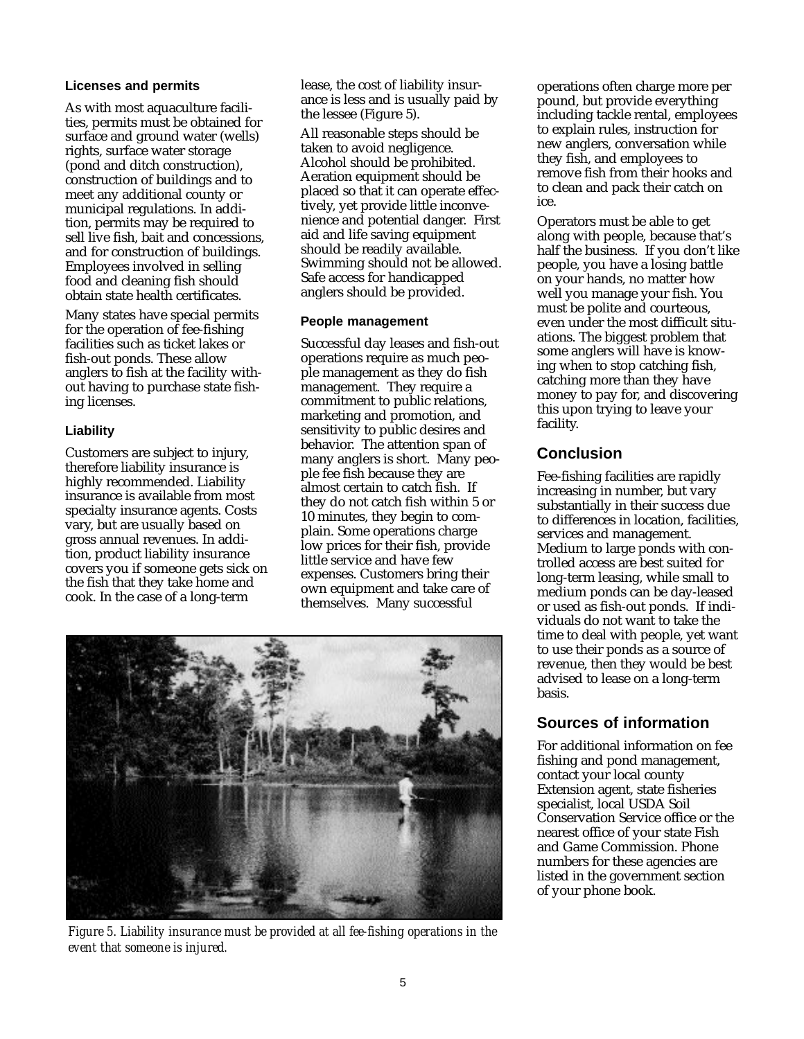### Licenses and permits

As with most aquaculture facilities, permits must be obtained for surface and ground water (wells) rights, surface water storage (pond and ditch construction), construction of buildings and to meet any additional county or municipal regulations. In addition, permits may be required to sell live fish, bait and concessions, and for construction of buildings. Employees involved in selling food and cleaning fish should obtain state health certificates.

Many states have special permits for the operation of fee-fishing facilities such as ticket lakes or fish-out ponds. These allow anglers to fish at the facility without having to purchase state fishing licenses.

### Liability

Customers are subject to injury, therefore liability insurance is highly recommended. Liability insurance is available from most specialty insurance agents. Costs vary, but are usually based on gross annual revenues. In addition, product liability insurance covers you if someone gets sick on the fish that they take home and cook. In the case of a long-term lease, the cost of liability insurance is less and is usually paid by the lessee (Figure 5).

All reasonable steps should be taken to avoid negligence. Alcohol should be prohibited. Aeration equipment should be placed so that it can operate effectively, yet provide little inconvenience and potential danger. First aid and life saving equipment should be readily available. Swimming should not be allowed. Safe access for handicapped anglers should be provided.

### People management

Successful day leases and fish-out operations require as much people management as they do fish management. They require a commitment to public relations, marketing and promotion, and sensitivity to public desires and behavior. The attention span of many anglers is short. Many people fee fish because they are almost certain to catch fish. If they do not catch fish within 5 or 10 minutes, they begin to complain. Some operations charge low prices for their fish, provide little service and have few expenses. Customers bring their own equipment and take care of themselves. Many successful operations often charge more per pound, but provide everything including tackle rental, employees to explain rules, instruction for new anglers, conversation while they fish, and employees to remove fish from their hooks and to clean and pack their catch on ice.

Operators must be able to get along with people, because that's half the business. If you don't like people, you have a losing battle on your hands, no matter how well you manage your fish. You must be polite and courteous, even under the most difficult situations. The biggest problem that some anglers will have is knowing when to stop catching fish, catching more than they have money to pay for, and discovering this upon trying to leave your facility.

*Figure 5. Liability insurance must be provided at all fee-fishing operations in the event that someone is injured.*

## Conclusion

Fee-fishing facilities are rapidly increasing in number, but vary substantially in their success due to differences in location, facilities, services and management. Medium to large ponds with controlled access are best suited for long-term leasing, while small to medium ponds can be day-leased or used as fish-out ponds. If individuals do not want to take the time to deal with people, yet want to use their ponds as a source of revenue, then they would be best advised to lease on a long-term basis.

## Sources of information

For additional information on fee fishing and pond management, contact your local county Extension agent, state fisheries specialist, local USDA Soil Conservation Service office or the nearest office of your state Fish and Game Commission. Phone numbers for these agencies are listed in the government section of your phone book.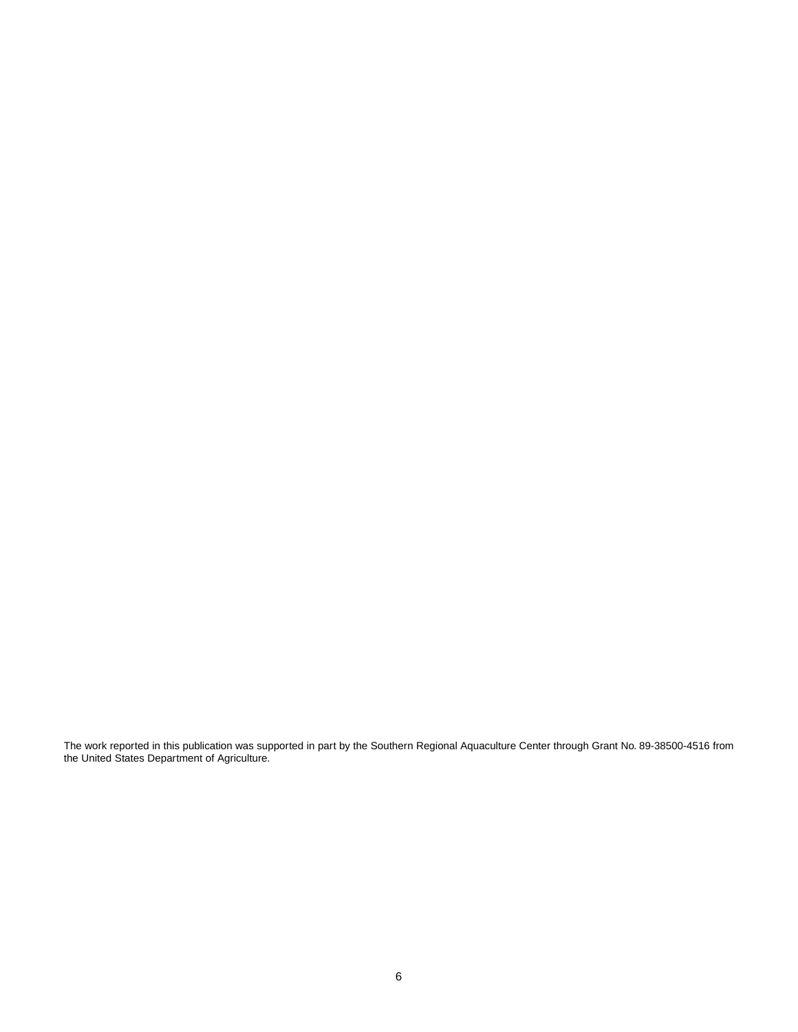The work reported in this publication was supported in part by the Southern Regional Aquaculture Center through Grant No. 89-38500-4516 from the United States Department of Agriculture.